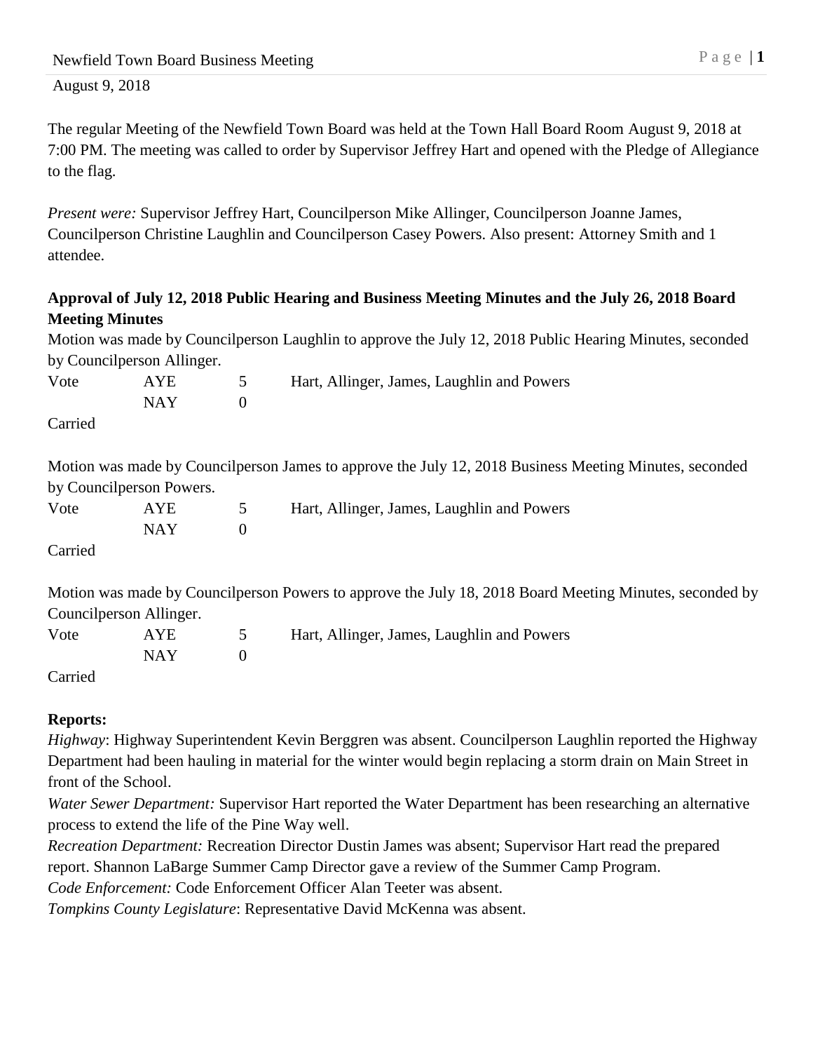August 9, 2018

The regular Meeting of the Newfield Town Board was held at the Town Hall Board Room August 9, 2018 at 7:00 PM. The meeting was called to order by Supervisor Jeffrey Hart and opened with the Pledge of Allegiance to the flag.

*Present were:* Supervisor Jeffrey Hart, Councilperson Mike Allinger, Councilperson Joanne James, Councilperson Christine Laughlin and Councilperson Casey Powers. Also present: Attorney Smith and 1 attendee.

**Approval of July 12, 2018 Public Hearing and Business Meeting Minutes and the July 26, 2018 Board Meeting Minutes**

Motion was made by Councilperson Laughlin to approve the July 12, 2018 Public Hearing Minutes, seconded by Councilperson Allinger.

| Vote | AYE | 5 | Hart, Allinger, James, Laughlin and Powers |
|---|---|---|---|
| | NAY | 0 | |

Carried

Motion was made by Councilperson James to approve the July 12, 2018 Business Meeting Minutes, seconded by Councilperson Powers.

| Vote | AYE | 5 | Hart, Allinger, James, Laughlin and Powers |
|---|---|---|---|
| | NAY | 0 | |

Carried

Motion was made by Councilperson Powers to approve the July 18, 2018 Board Meeting Minutes, seconded by Councilperson Allinger.

| Vote | AYE | 5 | Hart, Allinger, James, Laughlin and Powers |
|---|---|---|---|
| | NAY | 0 | |

Carried

**Reports:**

*Highway*: Highway Superintendent Kevin Berggren was absent. Councilperson Laughlin reported the Highway Department had been hauling in material for the winter would begin replacing a storm drain on Main Street in front of the School.

*Water Sewer Department:* Supervisor Hart reported the Water Department has been researching an alternative process to extend the life of the Pine Way well.

*Recreation Department:* Recreation Director Dustin James was absent; Supervisor Hart read the prepared report. Shannon LaBarge Summer Camp Director gave a review of the Summer Camp Program.

*Code Enforcement:* Code Enforcement Officer Alan Teeter was absent.

*Tompkins County Legislature*: Representative David McKenna was absent.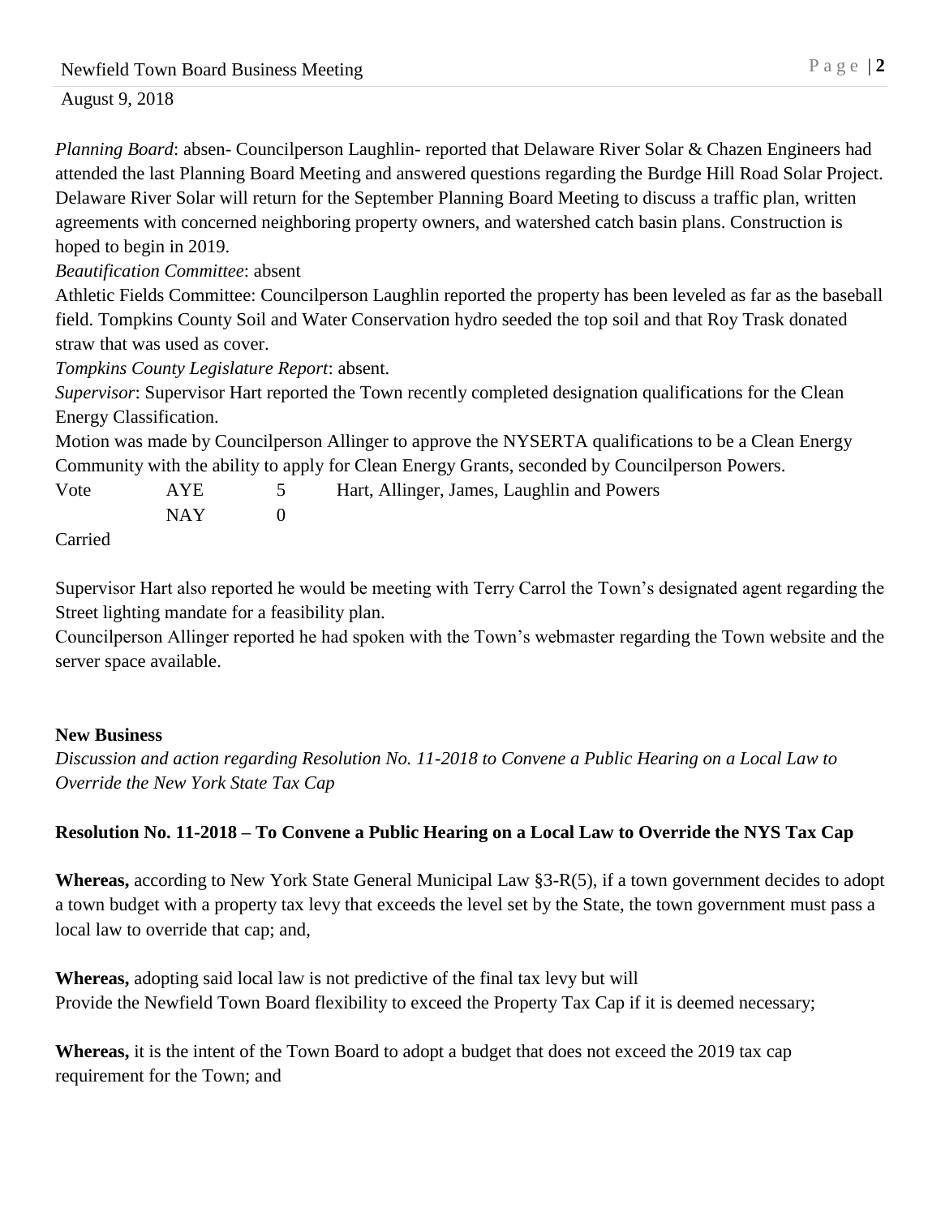*Planning Board*: absen- Councilperson Laughlin- reported that Delaware River Solar & Chazen Engineers had attended the last Planning Board Meeting and answered questions regarding the Burdge Hill Road Solar Project. Delaware River Solar will return for the September Planning Board Meeting to discuss a traffic plan, written agreements with concerned neighboring property owners, and watershed catch basin plans. Construction is hoped to begin in 2019.

*Beautification Committee*: absent

Athletic Fields Committee: Councilperson Laughlin reported the property has been leveled as far as the baseball field. Tompkins County Soil and Water Conservation hydro seeded the top soil and that Roy Trask donated straw that was used as cover.

*Tompkins County Legislature Report*: absent.

*Supervisor*: Supervisor Hart reported the Town recently completed designation qualifications for the Clean Energy Classification.

Motion was made by Councilperson Allinger to approve the NYSERTA qualifications to be a Clean Energy Community with the ability to apply for Clean Energy Grants, seconded by Councilperson Powers.

| Vote | AYE | 5 | Hart, Allinger, James, Laughlin and Powers |
|---|---|---|---|
| | NAY | 0 | |

Carried

Supervisor Hart also reported he would be meeting with Terry Carrol the Town's designated agent regarding the Street lighting mandate for a feasibility plan.

Councilperson Allinger reported he had spoken with the Town's webmaster regarding the Town website and the server space available.

**New Business**

*Discussion and action regarding Resolution No. 11-2018 to Convene a Public Hearing on a Local Law to Override the New York State Tax Cap*

**Resolution No. 11-2018 – To Convene a Public Hearing on a Local Law to Override the NYS Tax Cap**

**Whereas,** according to New York State General Municipal Law §3-R(5), if a town government decides to adopt a town budget with a property tax levy that exceeds the level set by the State, the town government must pass a local law to override that cap; and,

**Whereas,** adopting said local law is not predictive of the final tax levy but will Provide the Newfield Town Board flexibility to exceed the Property Tax Cap if it is deemed necessary;

**Whereas,** it is the intent of the Town Board to adopt a budget that does not exceed the 2019 tax cap requirement for the Town; and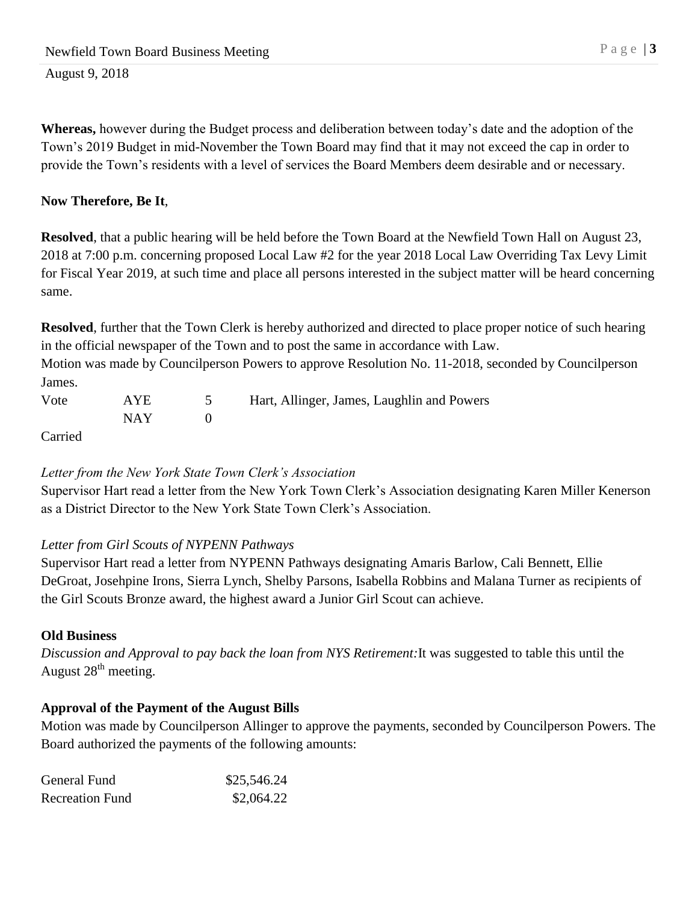**Whereas,** however during the Budget process and deliberation between today's date and the adoption of the Town's 2019 Budget in mid-November the Town Board may find that it may not exceed the cap in order to provide the Town's residents with a level of services the Board Members deem desirable and or necessary.

**Now Therefore, Be It**,

**Resolved**, that a public hearing will be held before the Town Board at the Newfield Town Hall on August 23, 2018 at 7:00 p.m. concerning proposed Local Law #2 for the year 2018 Local Law Overriding Tax Levy Limit for Fiscal Year 2019, at such time and place all persons interested in the subject matter will be heard concerning same.

**Resolved**, further that the Town Clerk is hereby authorized and directed to place proper notice of such hearing in the official newspaper of the Town and to post the same in accordance with Law.
Motion was made by Councilperson Powers to approve Resolution No. 11-2018, seconded by Councilperson James.

| Vote | AYE | 5 | Hart, Allinger, James, Laughlin and Powers |
|---|---|---|---|
| | NAY | 0 | |

Carried

*Letter from the New York State Town Clerk's Association*
Supervisor Hart read a letter from the New York Town Clerk's Association designating Karen Miller Kenerson as a District Director to the New York State Town Clerk's Association.

*Letter from Girl Scouts of NYPENN Pathways*
Supervisor Hart read a letter from NYPENN Pathways designating Amaris Barlow, Cali Bennett, Ellie DeGroat, Josehpine Irons, Sierra Lynch, Shelby Parsons, Isabella Robbins and Malana Turner as recipients of the Girl Scouts Bronze award, the highest award a Junior Girl Scout can achieve.

**Old Business**
*Discussion and Approval to pay back the loan from NYS Retirement:* It was suggested to table this until the August 28th meeting.

**Approval of the Payment of the August Bills**
Motion was made by Councilperson Allinger to approve the payments, seconded by Councilperson Powers. The Board authorized the payments of the following amounts:

| | |
|---|---|
| General Fund | $25,546.24 |
| Recreation Fund | $2,064.22 |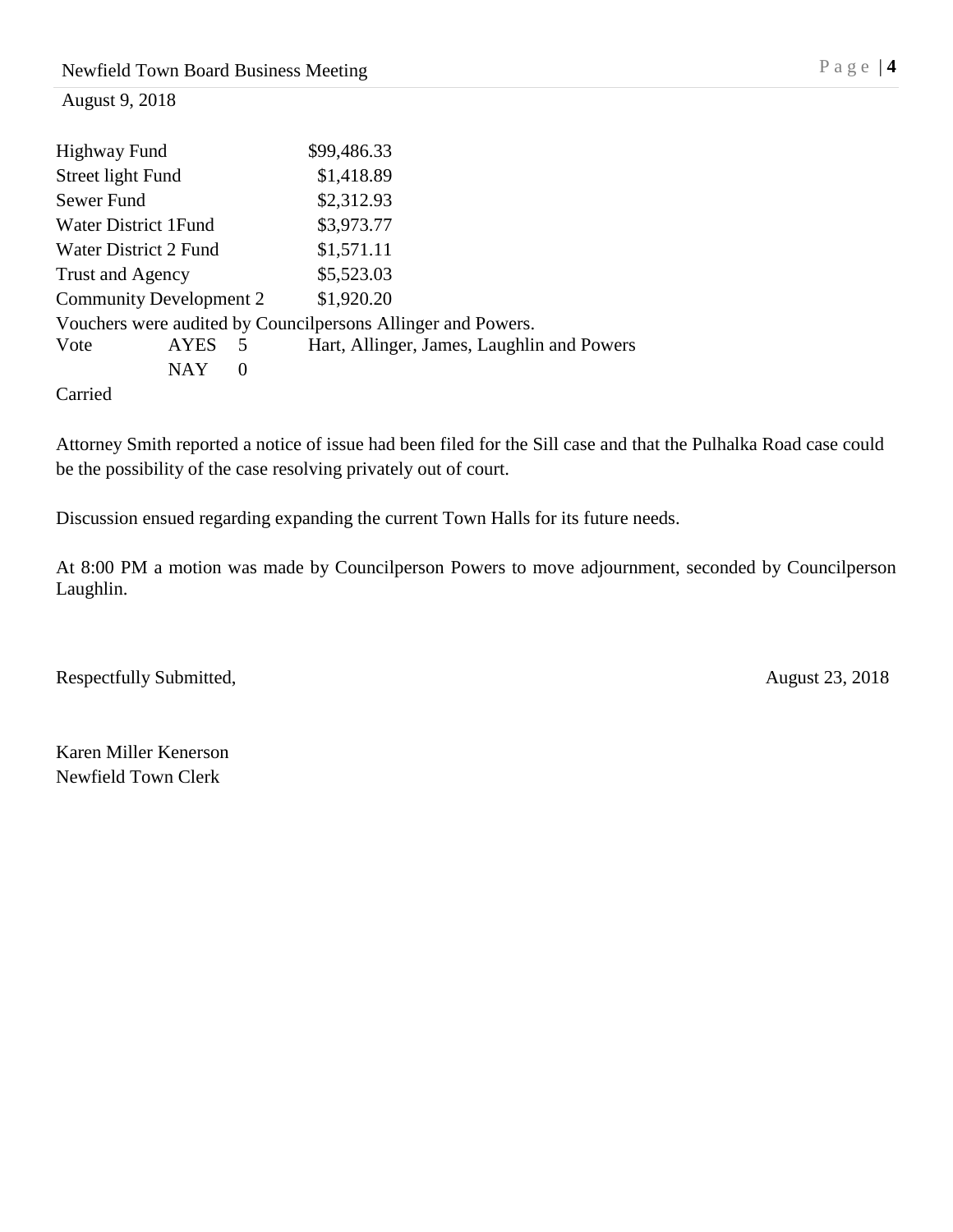August 9, 2018

| | |
|---|---|
| Highway Fund | $99,486.33 |
| Street light Fund | $1,418.89 |
| Sewer Fund | $2,312.93 |
| Water District 1Fund | $3,973.77 |
| Water District 2 Fund | $1,571.11 |
| Trust and Agency | $5,523.03 |
| Community Development 2 | $1,920.20 |

Vouchers were audited by Councilpersons Allinger and Powers.

| | | | |
|---|---|---|---|
| Vote | AYES | 5 | Hart, Allinger, James, Laughlin and Powers |
| | NAY | 0 | |

Carried

Attorney Smith reported a notice of issue had been filed for the Sill case and that the Pulhalka Road case could be the possibility of the case resolving privately out of court.

Discussion ensued regarding expanding the current Town Halls for its future needs.

At 8:00 PM a motion was made by Councilperson Powers to move adjournment, seconded by Councilperson Laughlin.

Respectfully Submitted, August 23, 2018

Karen Miller Kenerson
Newfield Town Clerk